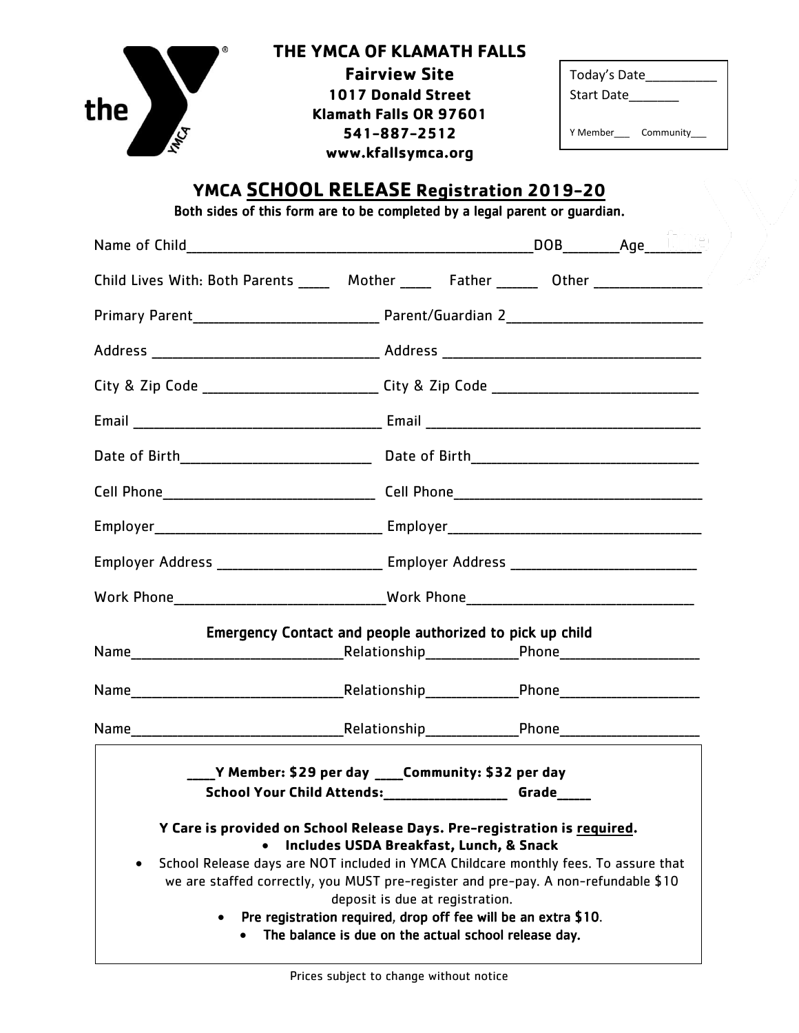**THE YMCA OF KLAMATH FALLS**

**Fairview Site**

**1017 Donald Street**

**Klamath Falls OR 97601**

**541-887-2512**

**www.kfallsymca.org**

Today's Date__________

Start Date_______

Y Member___ Community___

## YMCA SCHOOL RELEASE Registration 2019-20

**Both sides of this form are to be completed by a legal parent or guardian.**

Name of Child_______________________________________________DOB_______Age_______

Child Lives With: Both Parents ____ Mother ____ Father _____ Other ______________

Primary Parent________________________ Parent/Guardian 2__________________________

Address ______________________________ Address __________________________________

City & Zip Code _______________________ City & Zip Code ___________________________

Email _________________________________ Email ____________________________________

Date of Birth_________________________ Date of Birth______________________________

Cell Phone____________________________ Cell Phone__________________________________

Employer______________________________ Employer___________________________________

Employer Address _____________________ Employer Address _________________________

Work Phone____________________________Work Phone______________________________

**Emergency Contact and people authorized to pick up child**

Name____________________________Relationship____________Phone__________________

Name____________________________Relationship____________Phone__________________

Name____________________________Relationship____________Phone__________________

**____Y Member: $29 per day ____Community: $32 per day**

**School Your Child Attends:_________________ Grade_____**

**Y Care is provided on School Release Days. Pre-registration is required.**

- **Includes USDA Breakfast, Lunch, & Snack**
- School Release days are NOT included in YMCA Childcare monthly fees. To assure that we are staffed correctly, you MUST pre-register and pre-pay. A non-refundable $10 deposit is due at registration.
- **Pre registration required, drop off fee will be an extra $10.**
- **The balance is due on the actual school release day.**

Prices subject to change without notice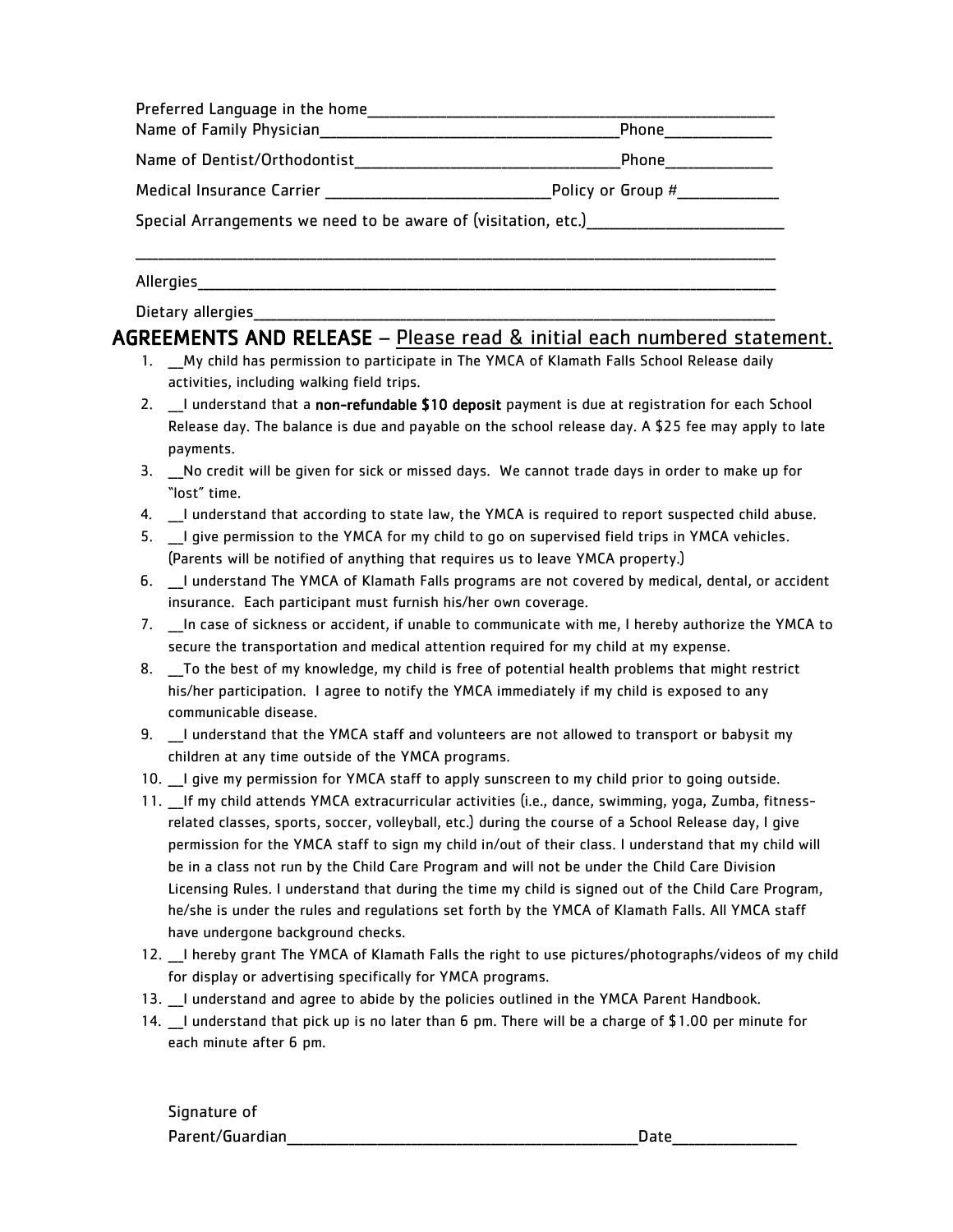Preferred Language in the home_______________________________________________
Name of Family Physician___________________________________Phone____________

Name of Dentist/Orthodontist______________________________Phone____________

Medical Insurance Carrier __________________________Policy or Group #____________

Special Arrangements we need to be aware of (visitation, etc.)______________________

_____________________________________________________________________________

Allergies______________________________________________________________________

Dietary allergies_________________________________________________________________

## AGREEMENTS AND RELEASE – Please read & initial each numbered statement.

1. __My child has permission to participate in The YMCA of Klamath Falls School Release daily activities, including walking field trips.
2. __I understand that a **non-refundable $10 deposit** payment is due at registration for each School Release day. The balance is due and payable on the school release day. A $25 fee may apply to late payments.
3. __No credit will be given for sick or missed days. We cannot trade days in order to make up for "lost" time.
4. __I understand that according to state law, the YMCA is required to report suspected child abuse.
5. __I give permission to the YMCA for my child to go on supervised field trips in YMCA vehicles. (Parents will be notified of anything that requires us to leave YMCA property.)
6. __I understand The YMCA of Klamath Falls programs are not covered by medical, dental, or accident insurance. Each participant must furnish his/her own coverage.
7. __In case of sickness or accident, if unable to communicate with me, I hereby authorize the YMCA to secure the transportation and medical attention required for my child at my expense.
8. __To the best of my knowledge, my child is free of potential health problems that might restrict his/her participation. I agree to notify the YMCA immediately if my child is exposed to any communicable disease.
9. __I understand that the YMCA staff and volunteers are not allowed to transport or babysit my children at any time outside of the YMCA programs.
10. __I give my permission for YMCA staff to apply sunscreen to my child prior to going outside.
11. __If my child attends YMCA extracurricular activities (i.e., dance, swimming, yoga, Zumba, fitness-related classes, sports, soccer, volleyball, etc.) during the course of a School Release day, I give permission for the YMCA staff to sign my child in/out of their class. I understand that my child will be in a class not run by the Child Care Program and will not be under the Child Care Division Licensing Rules. I understand that during the time my child is signed out of the Child Care Program, he/she is under the rules and regulations set forth by the YMCA of Klamath Falls. All YMCA staff have undergone background checks.
12. __I hereby grant The YMCA of Klamath Falls the right to use pictures/photographs/videos of my child for display or advertising specifically for YMCA programs.
13. __I understand and agree to abide by the policies outlined in the YMCA Parent Handbook.
14. __I understand that pick up is no later than 6 pm. There will be a charge of $1.00 per minute for each minute after 6 pm.

Signature of
Parent/Guardian________________________________________Date______________